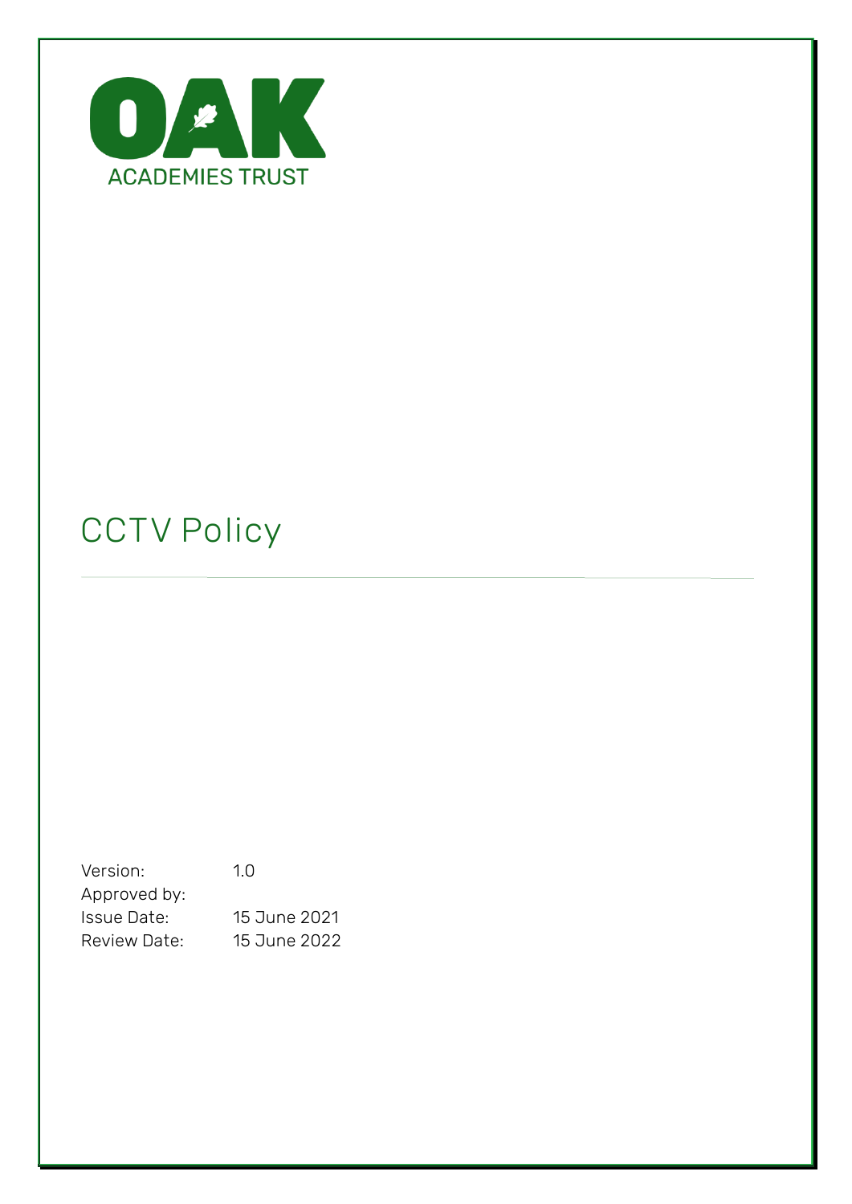OAK

ACADEMIES TRUST

# CCTV Policy

| | |
|---|---|
| Version: | 1.0 |
| Approved by: | |
| Issue Date: | 15 June 2021 |
| Review Date: | 15 June 2022 |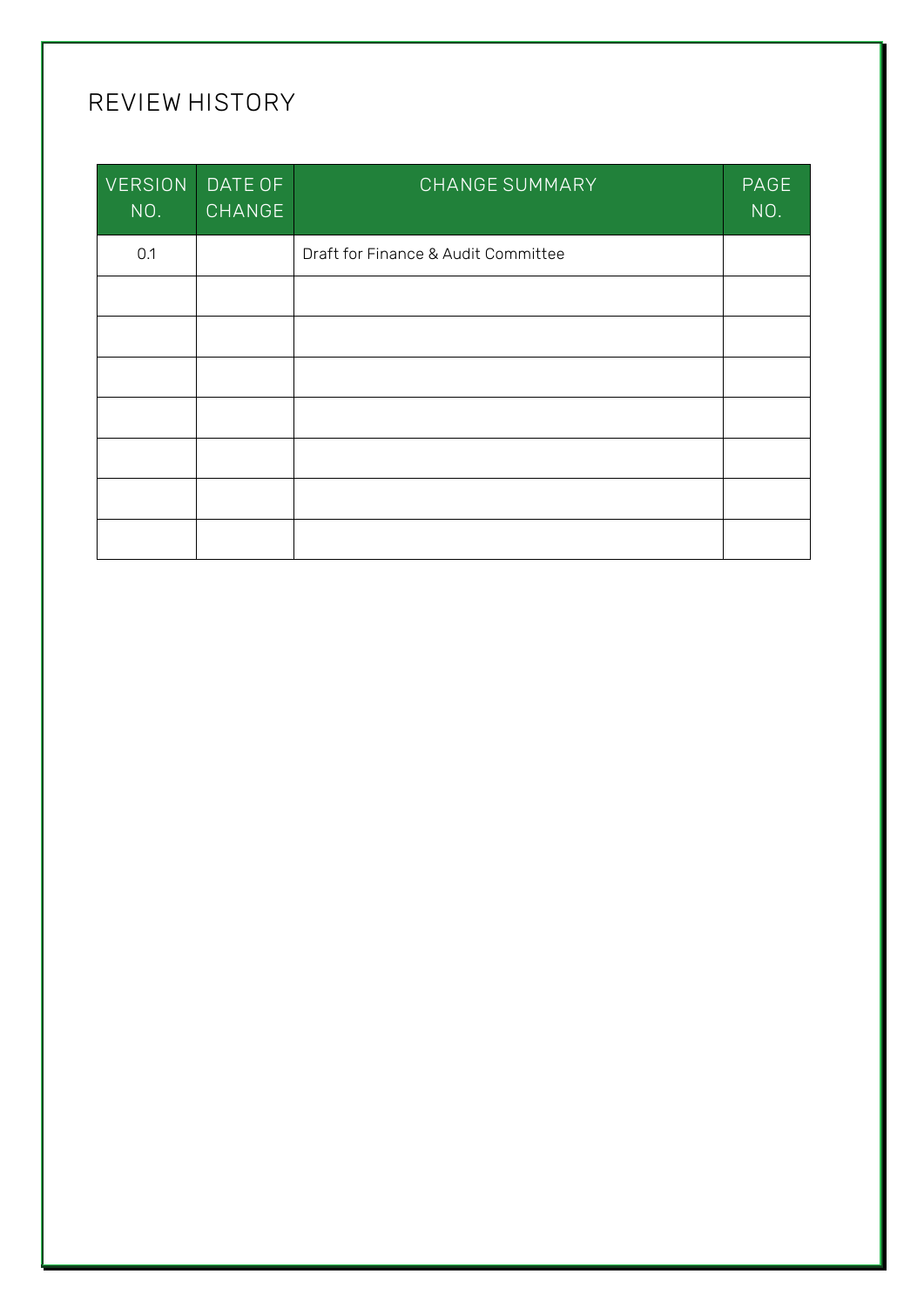# REVIEW HISTORY

| VERSION NO. | DATE OF CHANGE | CHANGE SUMMARY | PAGE NO. |
|---|---|---|---|
| 0.1 | | Draft for Finance & Audit Committee | |
| | | | |
| | | | |
| | | | |
| | | | |
| | | | |
| | | | |
| | | | |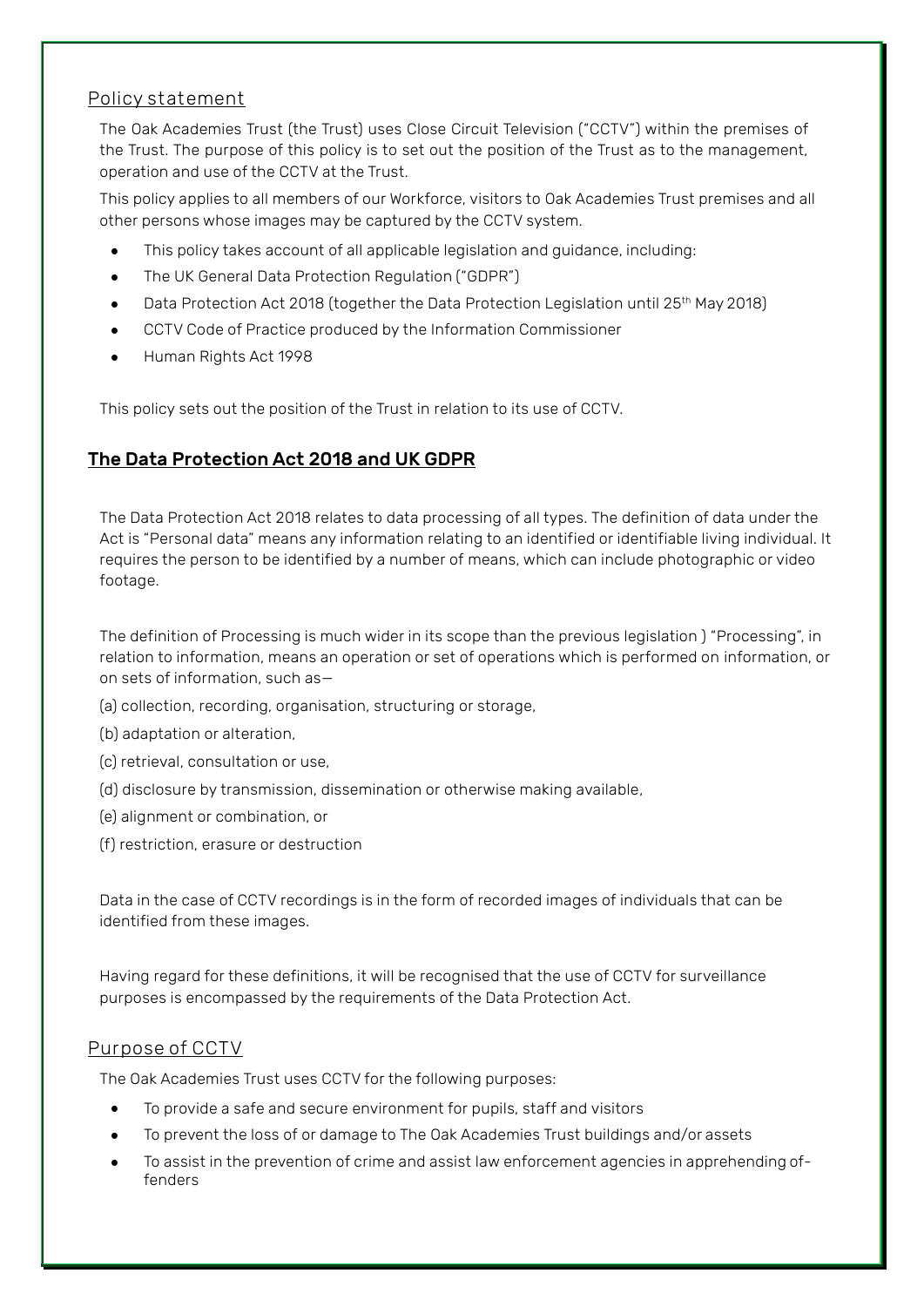## Policy statement

The Oak Academies Trust (the Trust) uses Close Circuit Television ("CCTV") within the premises of the Trust. The purpose of this policy is to set out the position of the Trust as to the management, operation and use of the CCTV at the Trust.

This policy applies to all members of our Workforce, visitors to Oak Academies Trust premises and all other persons whose images may be captured by the CCTV system.

- This policy takes account of all applicable legislation and guidance, including:
- The UK General Data Protection Regulation ("GDPR")
- Data Protection Act 2018 (together the Data Protection Legislation until 25th May 2018)
- CCTV Code of Practice produced by the Information Commissioner
- Human Rights Act 1998

This policy sets out the position of the Trust in relation to its use of CCTV.

## **The Data Protection Act 2018 and UK GDPR**

The Data Protection Act 2018 relates to data processing of all types. The definition of data under the Act is "Personal data" means any information relating to an identified or identifiable living individual. It requires the person to be identified by a number of means, which can include photographic or video footage.

The definition of Processing is much wider in its scope than the previous legislation ) "Processing", in relation to information, means an operation or set of operations which is performed on information, or on sets of information, such as—

(a) collection, recording, organisation, structuring or storage,

(b) adaptation or alteration,

(c) retrieval, consultation or use,

(d) disclosure by transmission, dissemination or otherwise making available,

(e) alignment or combination, or

(f) restriction, erasure or destruction

Data in the case of CCTV recordings is in the form of recorded images of individuals that can be identified from these images.

Having regard for these definitions, it will be recognised that the use of CCTV for surveillance purposes is encompassed by the requirements of the Data Protection Act.

## Purpose of CCTV

The Oak Academies Trust uses CCTV for the following purposes:

- To provide a safe and secure environment for pupils, staff and visitors
- To prevent the loss of or damage to The Oak Academies Trust buildings and/or assets
- To assist in the prevention of crime and assist law enforcement agencies in apprehending offenders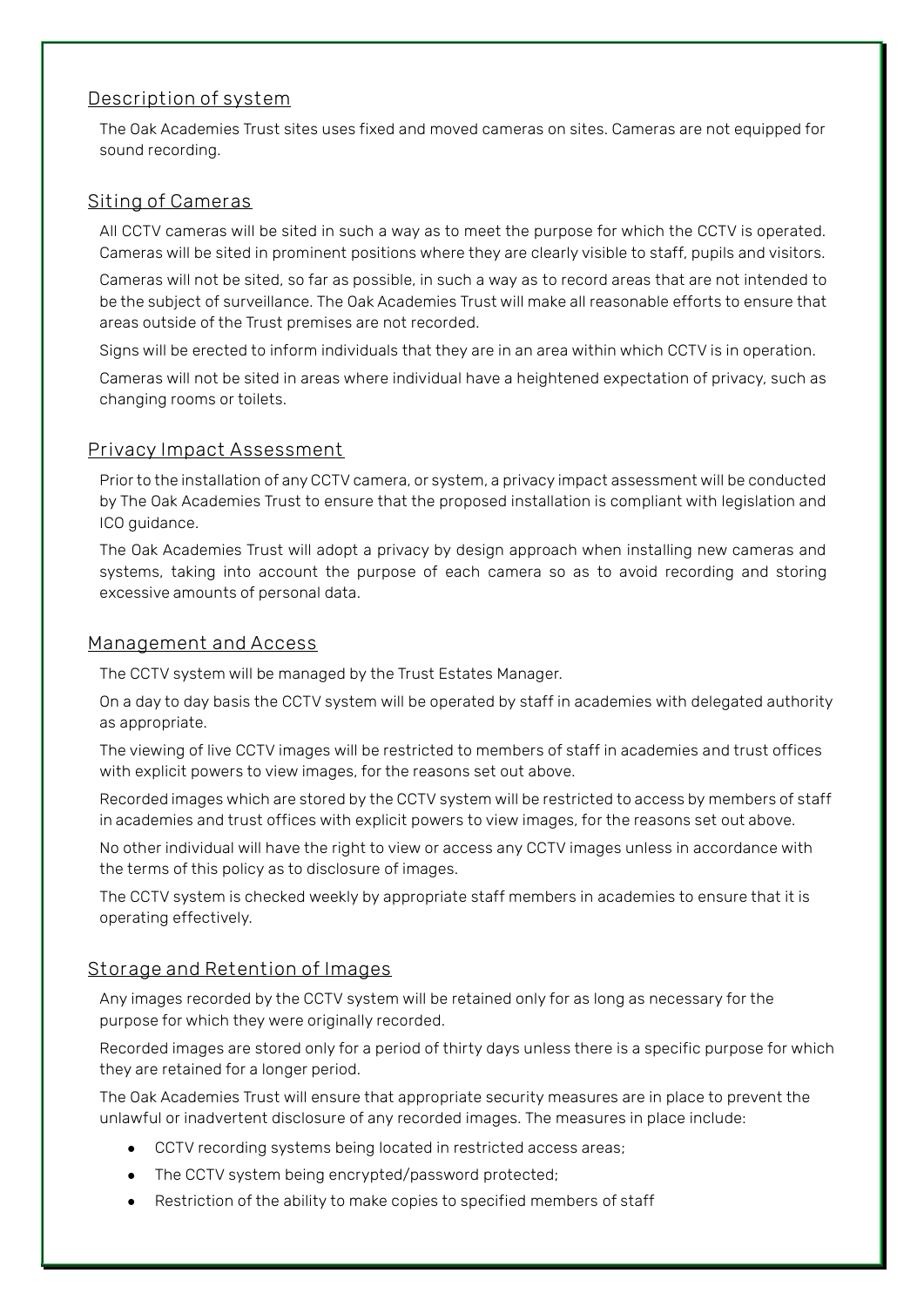## Description of system

The Oak Academies Trust sites uses fixed and moved cameras on sites. Cameras are not equipped for sound recording.

## Siting of Cameras

All CCTV cameras will be sited in such a way as to meet the purpose for which the CCTV is operated. Cameras will be sited in prominent positions where they are clearly visible to staff, pupils and visitors.

Cameras will not be sited, so far as possible, in such a way as to record areas that are not intended to be the subject of surveillance. The Oak Academies Trust will make all reasonable efforts to ensure that areas outside of the Trust premises are not recorded.

Signs will be erected to inform individuals that they are in an area within which CCTV is in operation.

Cameras will not be sited in areas where individual have a heightened expectation of privacy, such as changing rooms or toilets.

## Privacy Impact Assessment

Prior to the installation of any CCTV camera, or system, a privacy impact assessment will be conducted by The Oak Academies Trust to ensure that the proposed installation is compliant with legislation and ICO guidance.

The Oak Academies Trust will adopt a privacy by design approach when installing new cameras and systems, taking into account the purpose of each camera so as to avoid recording and storing excessive amounts of personal data.

## Management and Access

The CCTV system will be managed by the Trust Estates Manager.

On a day to day basis the CCTV system will be operated by staff in academies with delegated authority as appropriate.

The viewing of live CCTV images will be restricted to members of staff in academies and trust offices with explicit powers to view images, for the reasons set out above.

Recorded images which are stored by the CCTV system will be restricted to access by members of staff in academies and trust offices with explicit powers to view images, for the reasons set out above.

No other individual will have the right to view or access any CCTV images unless in accordance with the terms of this policy as to disclosure of images.

The CCTV system is checked weekly by appropriate staff members in academies to ensure that it is operating effectively.

## Storage and Retention of Images

Any images recorded by the CCTV system will be retained only for as long as necessary for the purpose for which they were originally recorded.

Recorded images are stored only for a period of thirty days unless there is a specific purpose for which they are retained for a longer period.

The Oak Academies Trust will ensure that appropriate security measures are in place to prevent the unlawful or inadvertent disclosure of any recorded images. The measures in place include:

- CCTV recording systems being located in restricted access areas;
- The CCTV system being encrypted/password protected;
- Restriction of the ability to make copies to specified members of staff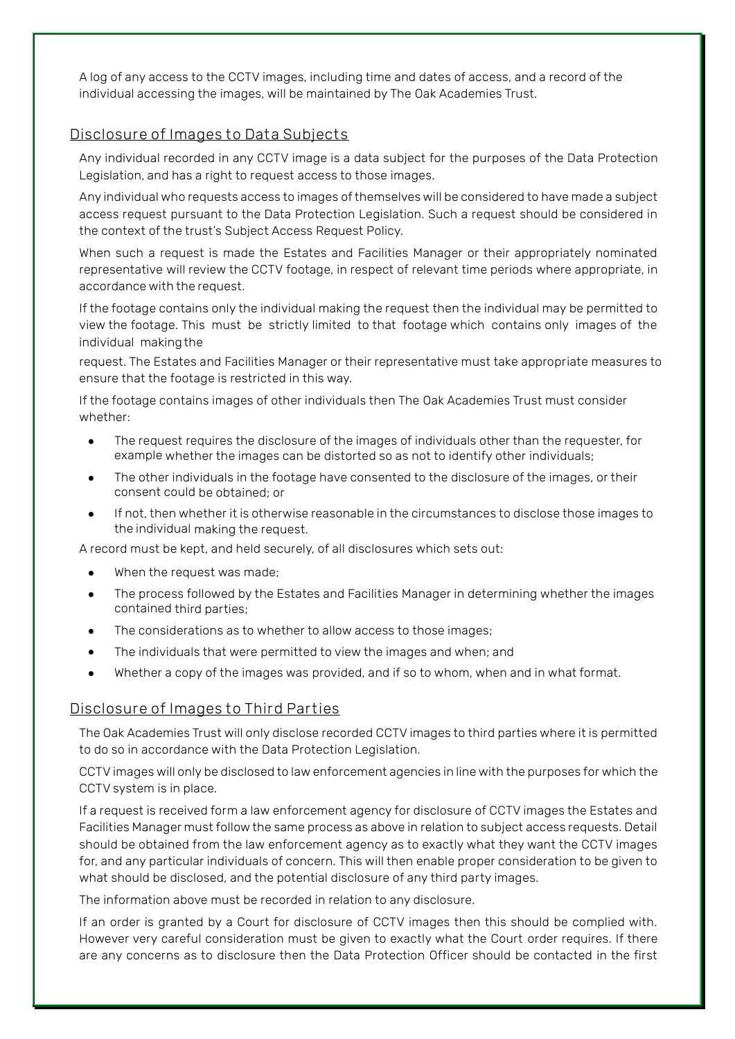A log of any access to the CCTV images, including time and dates of access, and a record of the individual accessing the images, will be maintained by The Oak Academies Trust.

## Disclosure of Images to Data Subjects

Any individual recorded in any CCTV image is a data subject for the purposes of the Data Protection Legislation, and has a right to request access to those images.

Any individual who requests access to images of themselves will be considered to have made a subject access request pursuant to the Data Protection Legislation. Such a request should be considered in the context of the trust's Subject Access Request Policy.

When such a request is made the Estates and Facilities Manager or their appropriately nominated representative will review the CCTV footage, in respect of relevant time periods where appropriate, in accordance with the request.

If the footage contains only the individual making the request then the individual may be permitted to view the footage. This must be strictly limited to that footage which contains only images of the individual making the request. The Estates and Facilities Manager or their representative must take appropriate measures to ensure that the footage is restricted in this way.

If the footage contains images of other individuals then The Oak Academies Trust must consider whether:

- The request requires the disclosure of the images of individuals other than the requester, for example whether the images can be distorted so as not to identify other individuals;
- The other individuals in the footage have consented to the disclosure of the images, or their consent could be obtained; or
- If not, then whether it is otherwise reasonable in the circumstances to disclose those images to the individual making the request.

A record must be kept, and held securely, of all disclosures which sets out:

- When the request was made;
- The process followed by the Estates and Facilities Manager in determining whether the images contained third parties;
- The considerations as to whether to allow access to those images;
- The individuals that were permitted to view the images and when; and
- Whether a copy of the images was provided, and if so to whom, when and in what format.

## Disclosure of Images to Third Parties

The Oak Academies Trust will only disclose recorded CCTV images to third parties where it is permitted to do so in accordance with the Data Protection Legislation.

CCTV images will only be disclosed to law enforcement agencies in line with the purposes for which the CCTV system is in place.

If a request is received form a law enforcement agency for disclosure of CCTV images the Estates and Facilities Manager must follow the same process as above in relation to subject access requests. Detail should be obtained from the law enforcement agency as to exactly what they want the CCTV images for, and any particular individuals of concern. This will then enable proper consideration to be given to what should be disclosed, and the potential disclosure of any third party images.

The information above must be recorded in relation to any disclosure.

If an order is granted by a Court for disclosure of CCTV images then this should be complied with. However very careful consideration must be given to exactly what the Court order requires. If there are any concerns as to disclosure then the Data Protection Officer should be contacted in the first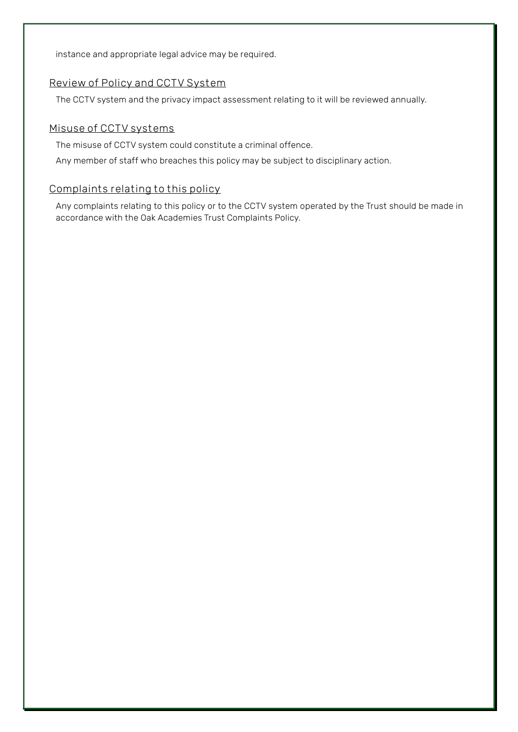instance and appropriate legal advice may be required.

## Review of Policy and CCTV System

The CCTV system and the privacy impact assessment relating to it will be reviewed annually.

## Misuse of CCTV systems

The misuse of CCTV system could constitute a criminal offence.

Any member of staff who breaches this policy may be subject to disciplinary action.

## Complaints relating to this policy

Any complaints relating to this policy or to the CCTV system operated by the Trust should be made in accordance with the Oak Academies Trust Complaints Policy.